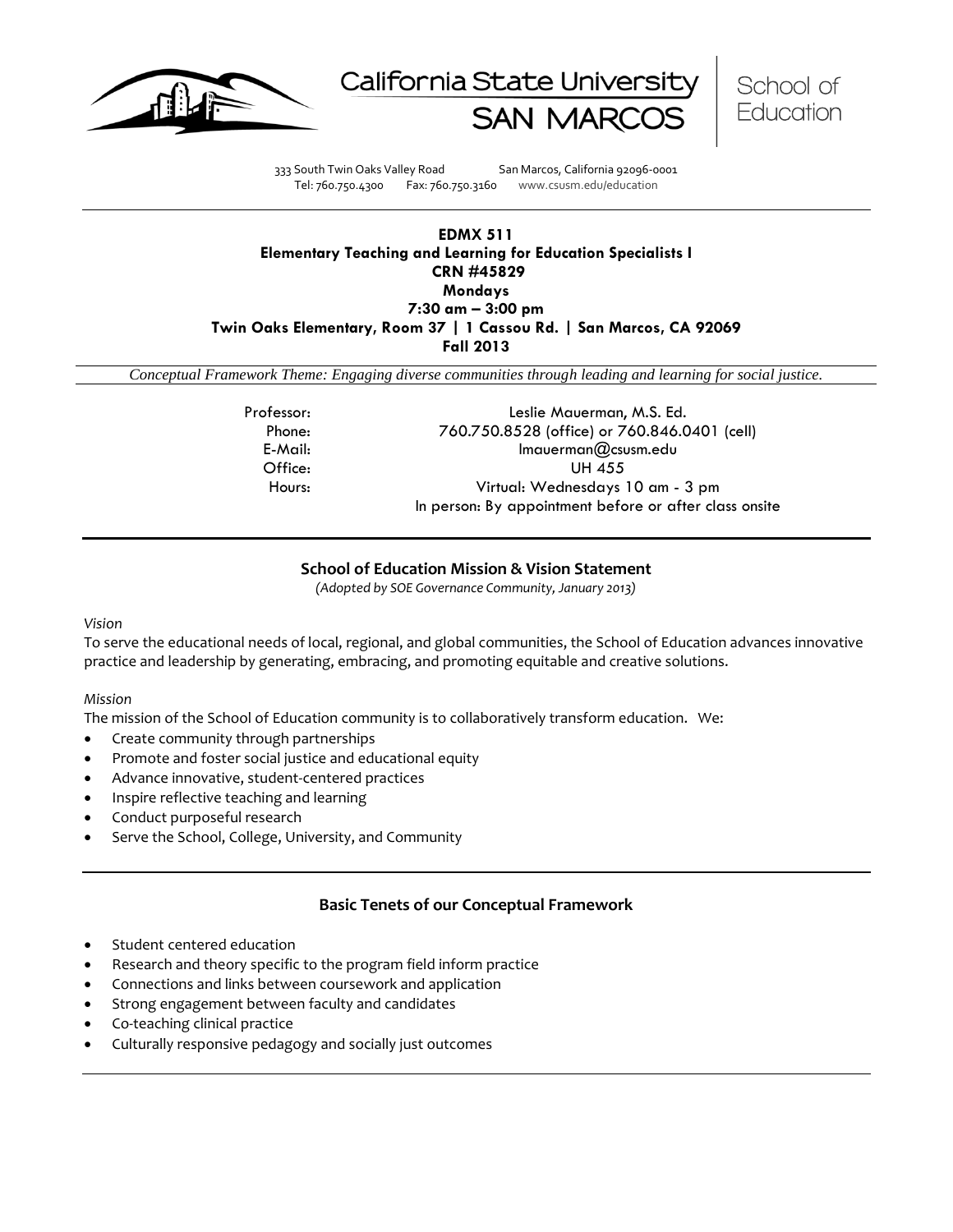California State University SAN MARCOS | School of Education

333 South Twin Oaks Valley Road San Marcos, California 92096-0001
Tel: 760.750.4300 Fax: 760.750.3160 www.csusm.edu/education

**EDMX 511**
**Elementary Teaching and Learning for Education Specialists I**
**CRN #45829**
**Mondays**
**7:30 am – 3:00 pm**
**Twin Oaks Elementary, Room 37 | 1 Cassou Rd. | San Marcos, CA 92069**
**Fall 2013**

*Conceptual Framework Theme: Engaging diverse communities through leading and learning for social justice.*

Professor: Leslie Mauerman, M.S. Ed.
Phone: 760.750.8528 (office) or 760.846.0401 (cell)
E-Mail: lmauerman@csusm.edu
Office: UH 455
Hours: Virtual: Wednesdays 10 am - 3 pm
In person: By appointment before or after class onsite

## School of Education Mission & Vision Statement

*(Adopted by SOE Governance Community, January 2013)*

*Vision*

To serve the educational needs of local, regional, and global communities, the School of Education advances innovative practice and leadership by generating, embracing, and promoting equitable and creative solutions.

*Mission*

The mission of the School of Education community is to collaboratively transform education. We:

- Create community through partnerships
- Promote and foster social justice and educational equity
- Advance innovative, student-centered practices
- Inspire reflective teaching and learning
- Conduct purposeful research
- Serve the School, College, University, and Community

## Basic Tenets of our Conceptual Framework

- Student centered education
- Research and theory specific to the program field inform practice
- Connections and links between coursework and application
- Strong engagement between faculty and candidates
- Co-teaching clinical practice
- Culturally responsive pedagogy and socially just outcomes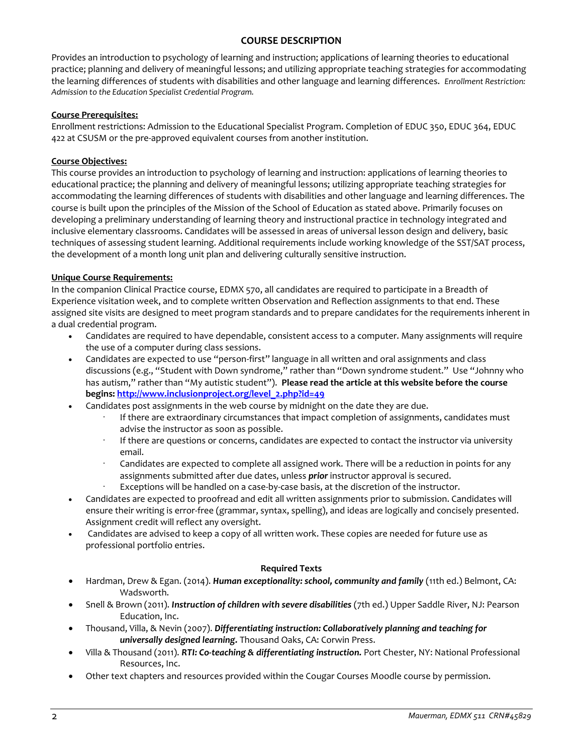## COURSE DESCRIPTION

Provides an introduction to psychology of learning and instruction; applications of learning theories to educational practice; planning and delivery of meaningful lessons; and utilizing appropriate teaching strategies for accommodating the learning differences of students with disabilities and other language and learning differences. *Enrollment Restriction: Admission to the Education Specialist Credential Program.*

**Course Prerequisites:**

Enrollment restrictions: Admission to the Educational Specialist Program. Completion of EDUC 350, EDUC 364, EDUC 422 at CSUSM or the pre-approved equivalent courses from another institution.

**Course Objectives:**

This course provides an introduction to psychology of learning and instruction: applications of learning theories to educational practice; the planning and delivery of meaningful lessons; utilizing appropriate teaching strategies for accommodating the learning differences of students with disabilities and other language and learning differences. The course is built upon the principles of the Mission of the School of Education as stated above. Primarily focuses on developing a preliminary understanding of learning theory and instructional practice in technology integrated and inclusive elementary classrooms. Candidates will be assessed in areas of universal lesson design and delivery, basic techniques of assessing student learning. Additional requirements include working knowledge of the SST/SAT process, the development of a month long unit plan and delivering culturally sensitive instruction.

**Unique Course Requirements:**

In the companion Clinical Practice course, EDMX 570, all candidates are required to participate in a Breadth of Experience visitation week, and to complete written Observation and Reflection assignments to that end. These assigned site visits are designed to meet program standards and to prepare candidates for the requirements inherent in a dual credential program.

- Candidates are required to have dependable, consistent access to a computer. Many assignments will require the use of a computer during class sessions.
- Candidates are expected to use "person-first" language in all written and oral assignments and class discussions (e.g., "Student with Down syndrome," rather than "Down syndrome student." Use "Johnny who has autism," rather than "My autistic student"). **Please read the article at this website before the course begins: [http://www.inclusionproject.org/level_2.php?id=49](http://www.inclusionproject.org/level_2.php?id=49)**
- Candidates post assignments in the web course by midnight on the date they are due.
  - If there are extraordinary circumstances that impact completion of assignments, candidates must advise the instructor as soon as possible.
  - If there are questions or concerns, candidates are expected to contact the instructor via university email.
  - Candidates are expected to complete all assigned work. There will be a reduction in points for any assignments submitted after due dates, unless ***prior*** instructor approval is secured.
  - Exceptions will be handled on a case-by-case basis, at the discretion of the instructor.
- Candidates are expected to proofread and edit all written assignments prior to submission. Candidates will ensure their writing is error-free (grammar, syntax, spelling), and ideas are logically and concisely presented. Assignment credit will reflect any oversight.
- Candidates are advised to keep a copy of all written work. These copies are needed for future use as professional portfolio entries.

### Required Texts

- Hardman, Drew & Egan. (2014). ***Human exceptionality: school, community and family*** (11th ed.) Belmont, CA: Wadsworth.
- Snell & Brown (2011). ***Instruction of children with severe disabilities*** (7th ed.) Upper Saddle River, NJ: Pearson Education, Inc.
- Thousand, Villa, & Nevin (2007). ***Differentiating instruction: Collaboratively planning and teaching for universally designed learning.*** Thousand Oaks, CA: Corwin Press.
- Villa & Thousand (2011). ***RTI: Co-teaching & differentiating instruction.*** Port Chester, NY: National Professional Resources, Inc.
- Other text chapters and resources provided within the Cougar Courses Moodle course by permission.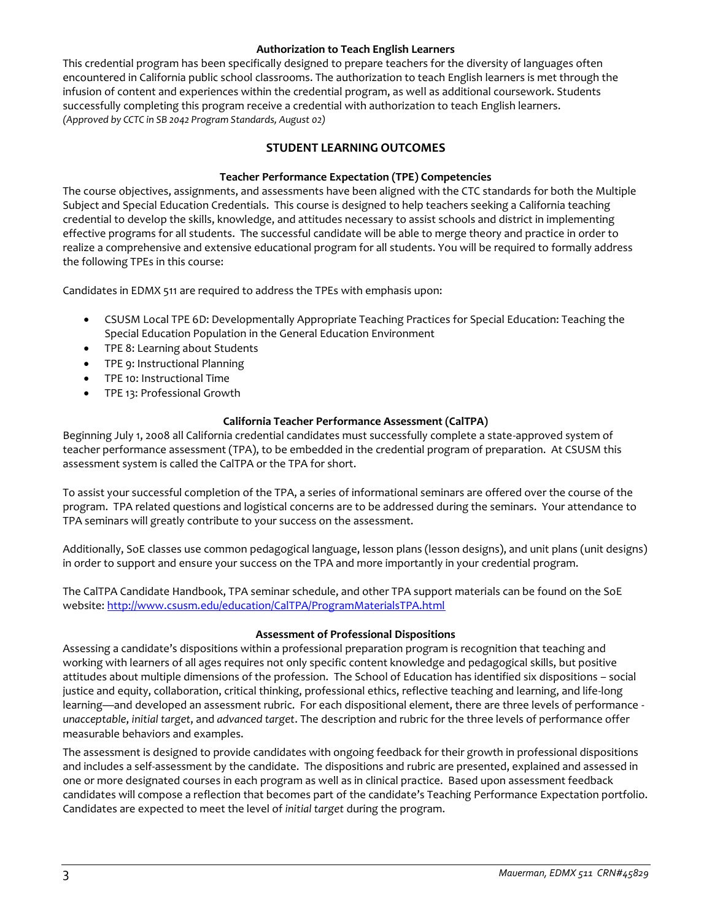### Authorization to Teach English Learners

This credential program has been specifically designed to prepare teachers for the diversity of languages often encountered in California public school classrooms. The authorization to teach English learners is met through the infusion of content and experiences within the credential program, as well as additional coursework. Students successfully completing this program receive a credential with authorization to teach English learners.
*(Approved by CCTC in SB 2042 Program Standards, August 02)*

## STUDENT LEARNING OUTCOMES

### Teacher Performance Expectation (TPE) Competencies

The course objectives, assignments, and assessments have been aligned with the CTC standards for both the Multiple Subject and Special Education Credentials. This course is designed to help teachers seeking a California teaching credential to develop the skills, knowledge, and attitudes necessary to assist schools and district in implementing effective programs for all students. The successful candidate will be able to merge theory and practice in order to realize a comprehensive and extensive educational program for all students. You will be required to formally address the following TPEs in this course:

Candidates in EDMX 511 are required to address the TPEs with emphasis upon:

- CSUSM Local TPE 6D: Developmentally Appropriate Teaching Practices for Special Education: Teaching the Special Education Population in the General Education Environment
- TPE 8: Learning about Students
- TPE 9: Instructional Planning
- TPE 10: Instructional Time
- TPE 13: Professional Growth

### California Teacher Performance Assessment (CalTPA)

Beginning July 1, 2008 all California credential candidates must successfully complete a state-approved system of teacher performance assessment (TPA), to be embedded in the credential program of preparation. At CSUSM this assessment system is called the CalTPA or the TPA for short.

To assist your successful completion of the TPA, a series of informational seminars are offered over the course of the program. TPA related questions and logistical concerns are to be addressed during the seminars. Your attendance to TPA seminars will greatly contribute to your success on the assessment.

Additionally, SoE classes use common pedagogical language, lesson plans (lesson designs), and unit plans (unit designs) in order to support and ensure your success on the TPA and more importantly in your credential program.

The CalTPA Candidate Handbook, TPA seminar schedule, and other TPA support materials can be found on the SoE website: [http://www.csusm.edu/education/CalTPA/ProgramMaterialsTPA.html](http://www.csusm.edu/education/CalTPA/ProgramMaterialsTPA.html)

### Assessment of Professional Dispositions

Assessing a candidate's dispositions within a professional preparation program is recognition that teaching and working with learners of all ages requires not only specific content knowledge and pedagogical skills, but positive attitudes about multiple dimensions of the profession. The School of Education has identified six dispositions – social justice and equity, collaboration, critical thinking, professional ethics, reflective teaching and learning, and life-long learning—and developed an assessment rubric. For each dispositional element, there are three levels of performance - *unacceptable*, *initial target*, and *advanced target*. The description and rubric for the three levels of performance offer measurable behaviors and examples.

The assessment is designed to provide candidates with ongoing feedback for their growth in professional dispositions and includes a self-assessment by the candidate. The dispositions and rubric are presented, explained and assessed in one or more designated courses in each program as well as in clinical practice. Based upon assessment feedback candidates will compose a reflection that becomes part of the candidate's Teaching Performance Expectation portfolio. Candidates are expected to meet the level of *initial target* during the program.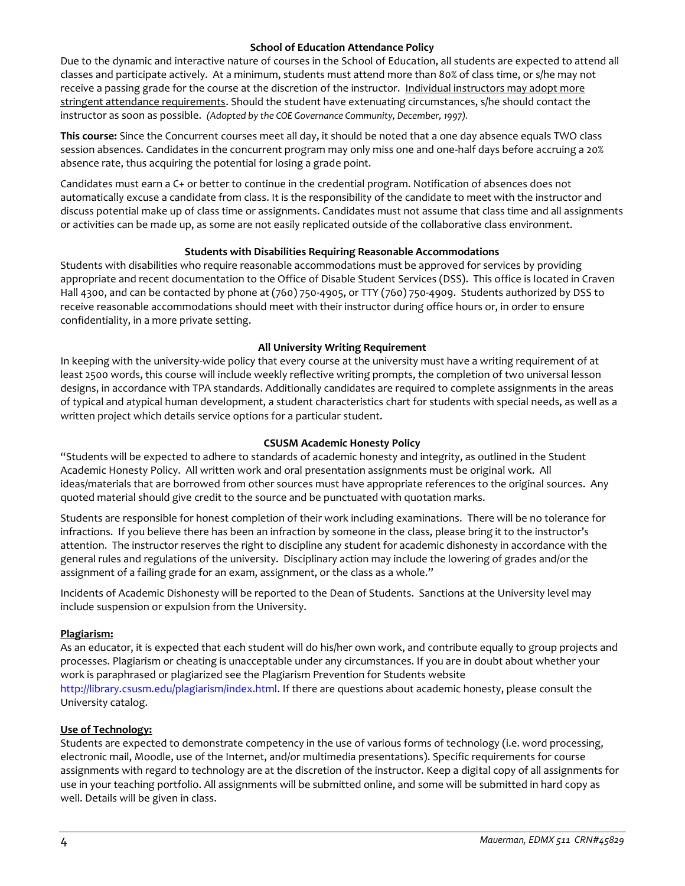### School of Education Attendance Policy

Due to the dynamic and interactive nature of courses in the School of Education, all students are expected to attend all classes and participate actively. At a minimum, students must attend more than 80% of class time, or s/he may not receive a passing grade for the course at the discretion of the instructor. Individual instructors may adopt more stringent attendance requirements. Should the student have extenuating circumstances, s/he should contact the instructor as soon as possible. *(Adopted by the COE Governance Community, December, 1997).*

**This course:** Since the Concurrent courses meet all day, it should be noted that a one day absence equals TWO class session absences. Candidates in the concurrent program may only miss one and one-half days before accruing a 20% absence rate, thus acquiring the potential for losing a grade point.

Candidates must earn a C+ or better to continue in the credential program. Notification of absences does not automatically excuse a candidate from class. It is the responsibility of the candidate to meet with the instructor and discuss potential make up of class time or assignments. Candidates must not assume that class time and all assignments or activities can be made up, as some are not easily replicated outside of the collaborative class environment.

### Students with Disabilities Requiring Reasonable Accommodations

Students with disabilities who require reasonable accommodations must be approved for services by providing appropriate and recent documentation to the Office of Disable Student Services (DSS). This office is located in Craven Hall 4300, and can be contacted by phone at (760) 750-4905, or TTY (760) 750-4909. Students authorized by DSS to receive reasonable accommodations should meet with their instructor during office hours or, in order to ensure confidentiality, in a more private setting.

### All University Writing Requirement

In keeping with the university-wide policy that every course at the university must have a writing requirement of at least 2500 words, this course will include weekly reflective writing prompts, the completion of two universal lesson designs, in accordance with TPA standards. Additionally candidates are required to complete assignments in the areas of typical and atypical human development, a student characteristics chart for students with special needs, as well as a written project which details service options for a particular student.

### CSUSM Academic Honesty Policy

"Students will be expected to adhere to standards of academic honesty and integrity, as outlined in the Student Academic Honesty Policy. All written work and oral presentation assignments must be original work. All ideas/materials that are borrowed from other sources must have appropriate references to the original sources. Any quoted material should give credit to the source and be punctuated with quotation marks.

Students are responsible for honest completion of their work including examinations. There will be no tolerance for infractions. If you believe there has been an infraction by someone in the class, please bring it to the instructor's attention. The instructor reserves the right to discipline any student for academic dishonesty in accordance with the general rules and regulations of the university. Disciplinary action may include the lowering of grades and/or the assignment of a failing grade for an exam, assignment, or the class as a whole."

Incidents of Academic Dishonesty will be reported to the Dean of Students. Sanctions at the University level may include suspension or expulsion from the University.

**Plagiarism:**

As an educator, it is expected that each student will do his/her own work, and contribute equally to group projects and processes. Plagiarism or cheating is unacceptable under any circumstances. If you are in doubt about whether your work is paraphrased or plagiarized see the Plagiarism Prevention for Students website http://library.csusm.edu/plagiarism/index.html. If there are questions about academic honesty, please consult the University catalog.

**Use of Technology:**

Students are expected to demonstrate competency in the use of various forms of technology (i.e. word processing, electronic mail, Moodle, use of the Internet, and/or multimedia presentations). Specific requirements for course assignments with regard to technology are at the discretion of the instructor. Keep a digital copy of all assignments for use in your teaching portfolio. All assignments will be submitted online, and some will be submitted in hard copy as well. Details will be given in class.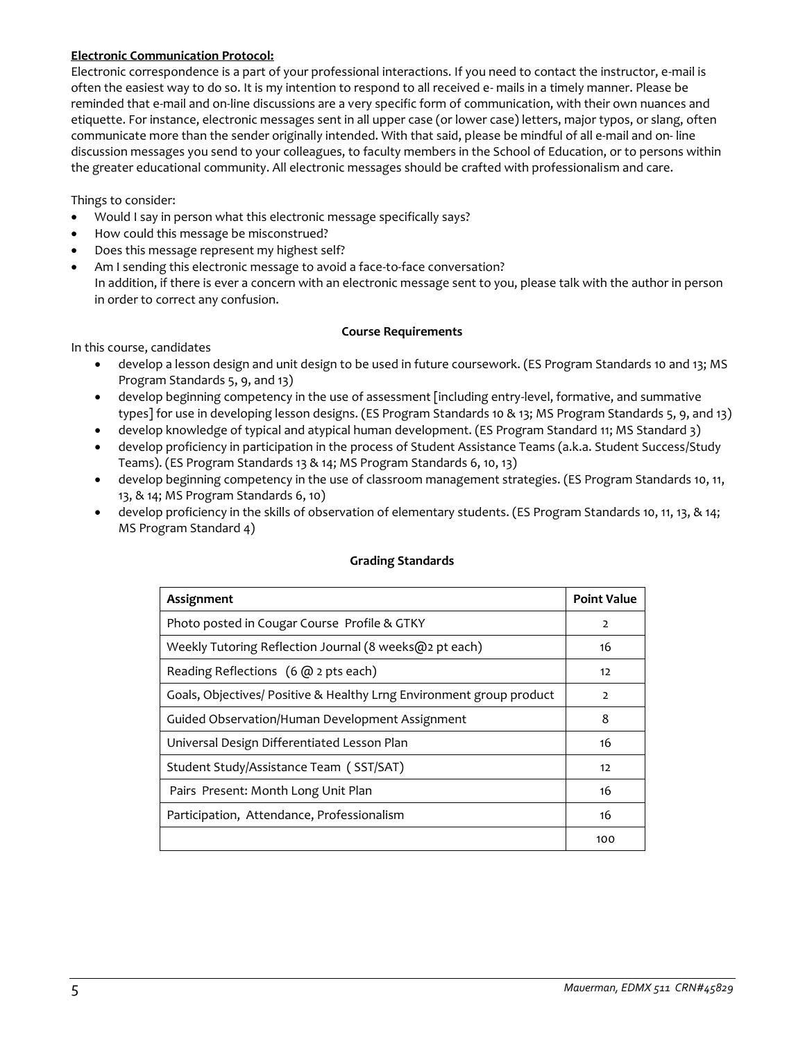**Electronic Communication Protocol:**

Electronic correspondence is a part of your professional interactions. If you need to contact the instructor, e-mail is often the easiest way to do so. It is my intention to respond to all received e- mails in a timely manner. Please be reminded that e-mail and on-line discussions are a very specific form of communication, with their own nuances and etiquette. For instance, electronic messages sent in all upper case (or lower case) letters, major typos, or slang, often communicate more than the sender originally intended. With that said, please be mindful of all e-mail and on- line discussion messages you send to your colleagues, to faculty members in the School of Education, or to persons within the greater educational community. All electronic messages should be crafted with professionalism and care.

Things to consider:

- Would I say in person what this electronic message specifically says?
- How could this message be misconstrued?
- Does this message represent my highest self?
- Am I sending this electronic message to avoid a face-to-face conversation?
  In addition, if there is ever a concern with an electronic message sent to you, please talk with the author in person in order to correct any confusion.

**Course Requirements**

In this course, candidates

- develop a lesson design and unit design to be used in future coursework. (ES Program Standards 10 and 13; MS Program Standards 5, 9, and 13)
- develop beginning competency in the use of assessment [including entry-level, formative, and summative types] for use in developing lesson designs. (ES Program Standards 10 & 13; MS Program Standards 5, 9, and 13)
- develop knowledge of typical and atypical human development. (ES Program Standard 11; MS Standard 3)
- develop proficiency in participation in the process of Student Assistance Teams (a.k.a. Student Success/Study Teams). (ES Program Standards 13 & 14; MS Program Standards 6, 10, 13)
- develop beginning competency in the use of classroom management strategies. (ES Program Standards 10, 11, 13, & 14; MS Program Standards 6, 10)
- develop proficiency in the skills of observation of elementary students. (ES Program Standards 10, 11, 13, & 14; MS Program Standard 4)

**Grading Standards**

| Assignment | Point Value |
|---|---|
| Photo posted in Cougar Course Profile & GTKY | 2 |
| Weekly Tutoring Reflection Journal (8 weeks@2 pt each) | 16 |
| Reading Reflections (6 @ 2 pts each) | 12 |
| Goals, Objectives/ Positive & Healthy Lrng Environment group product | 2 |
| Guided Observation/Human Development Assignment | 8 |
| Universal Design Differentiated Lesson Plan | 16 |
| Student Study/Assistance Team ( SST/SAT) | 12 |
| Pairs Present: Month Long Unit Plan | 16 |
| Participation, Attendance, Professionalism | 16 |
| | 100 |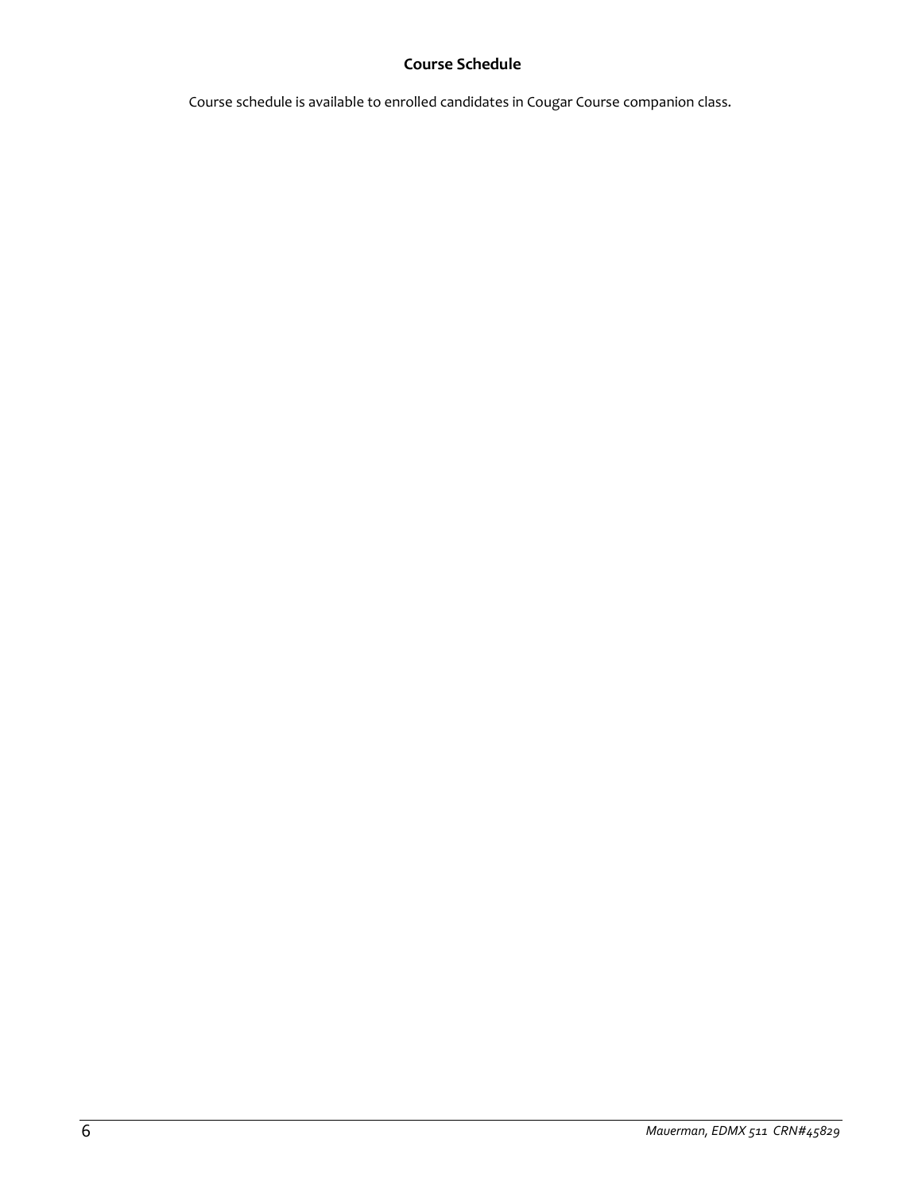## Course Schedule

Course schedule is available to enrolled candidates in Cougar Course companion class.